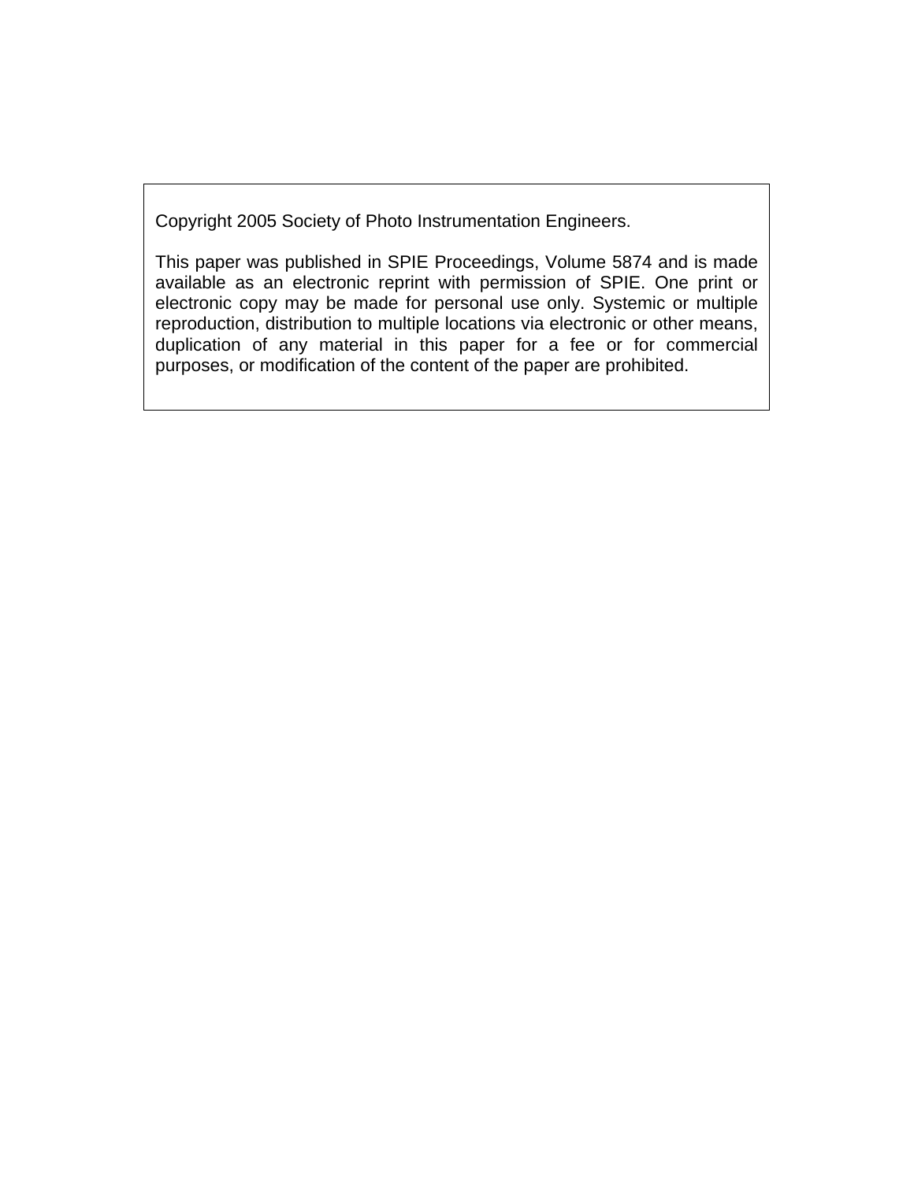Copyright 2005 Society of Photo Instrumentation Engineers.

This paper was published in SPIE Proceedings, Volume 5874 and is made available as an electronic reprint with permission of SPIE. One print or electronic copy may be made for personal use only. Systemic or multiple reproduction, distribution to multiple locations via electronic or other means, duplication of any material in this paper for a fee or for commercial purposes, or modification of the content of the paper are prohibited.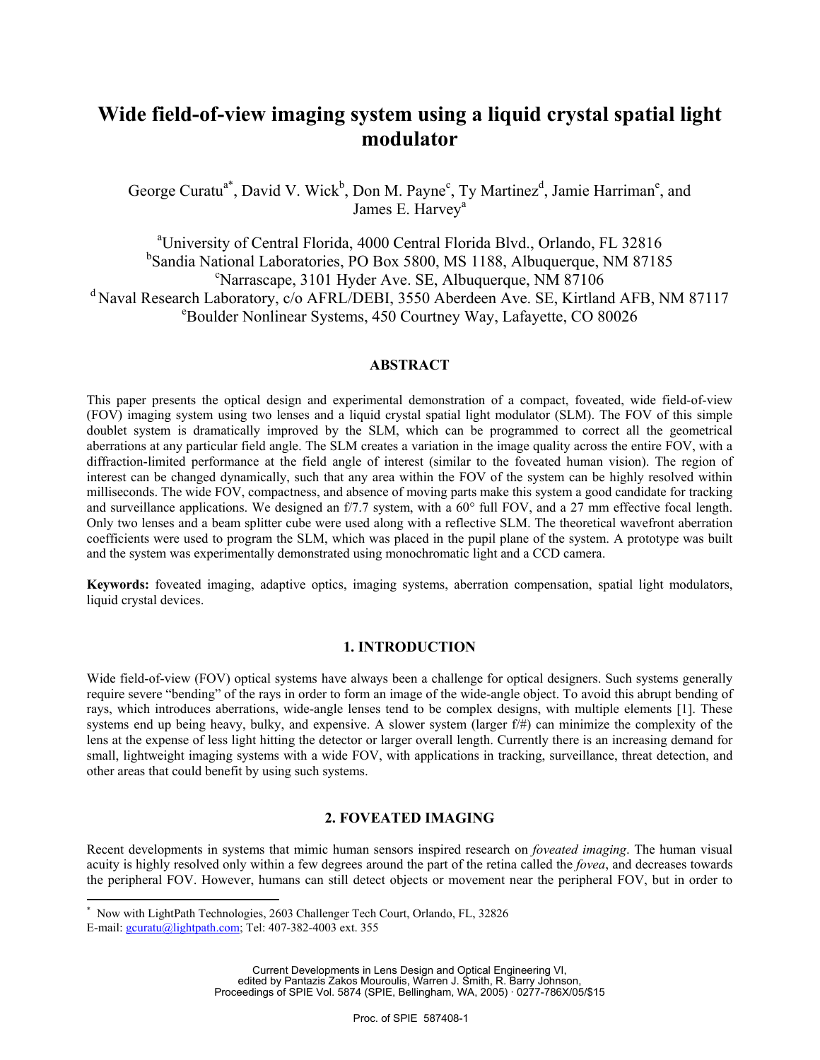# Wide field-of-view imaging system using a liquid crystal spatial light modulator

George Curatu[a*], David V. Wick[b], Don M. Payne[c], Ty Martinez[d], Jamie Harriman[e], and James E. Harvey[a]

[a]University of Central Florida, 4000 Central Florida Blvd., Orlando, FL 32816
[b]Sandia National Laboratories, PO Box 5800, MS 1188, Albuquerque, NM 87185
[c]Narrascape, 3101 Hyder Ave. SE, Albuquerque, NM 87106
[d]Naval Research Laboratory, c/o AFRL/DEBI, 3550 Aberdeen Ave. SE, Kirtland AFB, NM 87117
[e]Boulder Nonlinear Systems, 450 Courtney Way, Lafayette, CO 80026

## ABSTRACT

This paper presents the optical design and experimental demonstration of a compact, foveated, wide field-of-view (FOV) imaging system using two lenses and a liquid crystal spatial light modulator (SLM). The FOV of this simple doublet system is dramatically improved by the SLM, which can be programmed to correct all the geometrical aberrations at any particular field angle. The SLM creates a variation in the image quality across the entire FOV, with a diffraction-limited performance at the field angle of interest (similar to the foveated human vision). The region of interest can be changed dynamically, such that any area within the FOV of the system can be highly resolved within milliseconds. The wide FOV, compactness, and absence of moving parts make this system a good candidate for tracking and surveillance applications. We designed an f/7.7 system, with a 60° full FOV, and a 27 mm effective focal length. Only two lenses and a beam splitter cube were used along with a reflective SLM. The theoretical wavefront aberration coefficients were used to program the SLM, which was placed in the pupil plane of the system. A prototype was built and the system was experimentally demonstrated using monochromatic light and a CCD camera.

**Keywords:** foveated imaging, adaptive optics, imaging systems, aberration compensation, spatial light modulators, liquid crystal devices.

## 1. INTRODUCTION

Wide field-of-view (FOV) optical systems have always been a challenge for optical designers. Such systems generally require severe "bending" of the rays in order to form an image of the wide-angle object. To avoid this abrupt bending of rays, which introduces aberrations, wide-angle lenses tend to be complex designs, with multiple elements [1]. These systems end up being heavy, bulky, and expensive. A slower system (larger f/#) can minimize the complexity of the lens at the expense of less light hitting the detector or larger overall length. Currently there is an increasing demand for small, lightweight imaging systems with a wide FOV, with applications in tracking, surveillance, threat detection, and other areas that could benefit by using such systems.

## 2. FOVEATED IMAGING

Recent developments in systems that mimic human sensors inspired research on *foveated imaging*. The human visual acuity is highly resolved only within a few degrees around the part of the retina called the *fovea*, and decreases towards the peripheral FOV. However, humans can still detect objects or movement near the peripheral FOV, but in order to

[*] Now with LightPath Technologies, 2603 Challenger Tech Court, Orlando, FL, 32826
E-mail: gcuratu@lightpath.com; Tel: 407-382-4003 ext. 355

Current Developments in Lens Design and Optical Engineering VI, edited by Pantazis Zakos Mouroulis, Warren J. Smith, R. Barry Johnson, Proceedings of SPIE Vol. 5874 (SPIE, Bellingham, WA, 2005) · 0277-786X/05/$15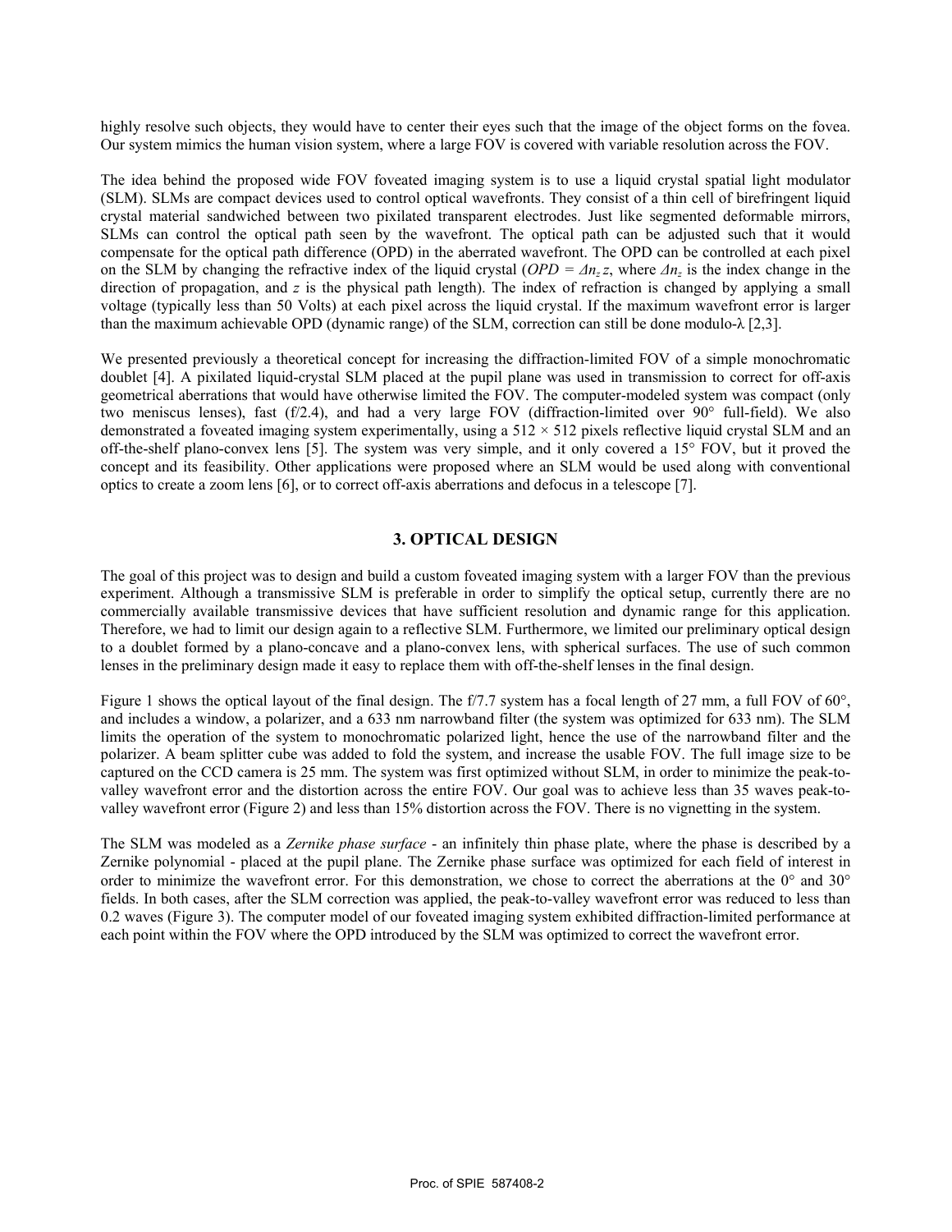highly resolve such objects, they would have to center their eyes such that the image of the object forms on the fovea. Our system mimics the human vision system, where a large FOV is covered with variable resolution across the FOV.

The idea behind the proposed wide FOV foveated imaging system is to use a liquid crystal spatial light modulator (SLM). SLMs are compact devices used to control optical wavefronts. They consist of a thin cell of birefringent liquid crystal material sandwiched between two pixilated transparent electrodes. Just like segmented deformable mirrors, SLMs can control the optical path seen by the wavefront. The optical path can be adjusted such that it would compensate for the optical path difference (OPD) in the aberrated wavefront. The OPD can be controlled at each pixel on the SLM by changing the refractive index of the liquid crystal ($OPD = \Delta n_z z$, where $\Delta n_z$ is the index change in the direction of propagation, and $z$ is the physical path length). The index of refraction is changed by applying a small voltage (typically less than 50 Volts) at each pixel across the liquid crystal. If the maximum wavefront error is larger than the maximum achievable OPD (dynamic range) of the SLM, correction can still be done modulo-$\lambda$ [2,3].

We presented previously a theoretical concept for increasing the diffraction-limited FOV of a simple monochromatic doublet [4]. A pixilated liquid-crystal SLM placed at the pupil plane was used in transmission to correct for off-axis geometrical aberrations that would have otherwise limited the FOV. The computer-modeled system was compact (only two meniscus lenses), fast (f/2.4), and had a very large FOV (diffraction-limited over 90° full-field). We also demonstrated a foveated imaging system experimentally, using a 512 × 512 pixels reflective liquid crystal SLM and an off-the-shelf plano-convex lens [5]. The system was very simple, and it only covered a 15° FOV, but it proved the concept and its feasibility. Other applications were proposed where an SLM would be used along with conventional optics to create a zoom lens [6], or to correct off-axis aberrations and defocus in a telescope [7].

## 3. OPTICAL DESIGN

The goal of this project was to design and build a custom foveated imaging system with a larger FOV than the previous experiment. Although a transmissive SLM is preferable in order to simplify the optical setup, currently there are no commercially available transmissive devices that have sufficient resolution and dynamic range for this application. Therefore, we had to limit our design again to a reflective SLM. Furthermore, we limited our preliminary optical design to a doublet formed by a plano-concave and a plano-convex lens, with spherical surfaces. The use of such common lenses in the preliminary design made it easy to replace them with off-the-shelf lenses in the final design.

Figure 1 shows the optical layout of the final design. The f/7.7 system has a focal length of 27 mm, a full FOV of 60°, and includes a window, a polarizer, and a 633 nm narrowband filter (the system was optimized for 633 nm). The SLM limits the operation of the system to monochromatic polarized light, hence the use of the narrowband filter and the polarizer. A beam splitter cube was added to fold the system, and increase the usable FOV. The full image size to be captured on the CCD camera is 25 mm. The system was first optimized without SLM, in order to minimize the peak-to-valley wavefront error and the distortion across the entire FOV. Our goal was to achieve less than 35 waves peak-to-valley wavefront error (Figure 2) and less than 15% distortion across the FOV. There is no vignetting in the system.

The SLM was modeled as a *Zernike phase surface* - an infinitely thin phase plate, where the phase is described by a Zernike polynomial - placed at the pupil plane. The Zernike phase surface was optimized for each field of interest in order to minimize the wavefront error. For this demonstration, we chose to correct the aberrations at the 0° and 30° fields. In both cases, after the SLM correction was applied, the peak-to-valley wavefront error was reduced to less than 0.2 waves (Figure 3). The computer model of our foveated imaging system exhibited diffraction-limited performance at each point within the FOV where the OPD introduced by the SLM was optimized to correct the wavefront error.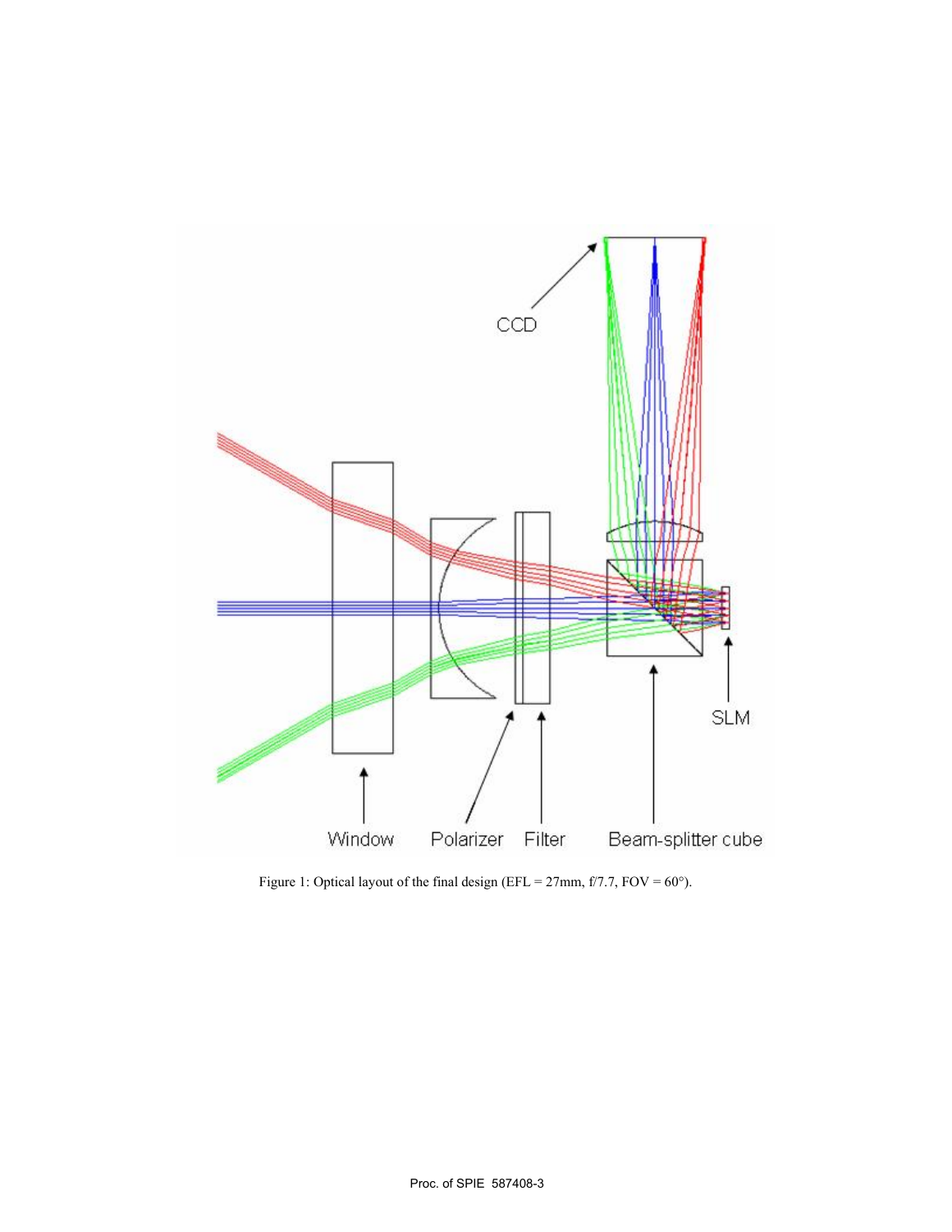Figure 1: Optical layout of the final design (EFL = 27mm, f/7.7, FOV = 60°).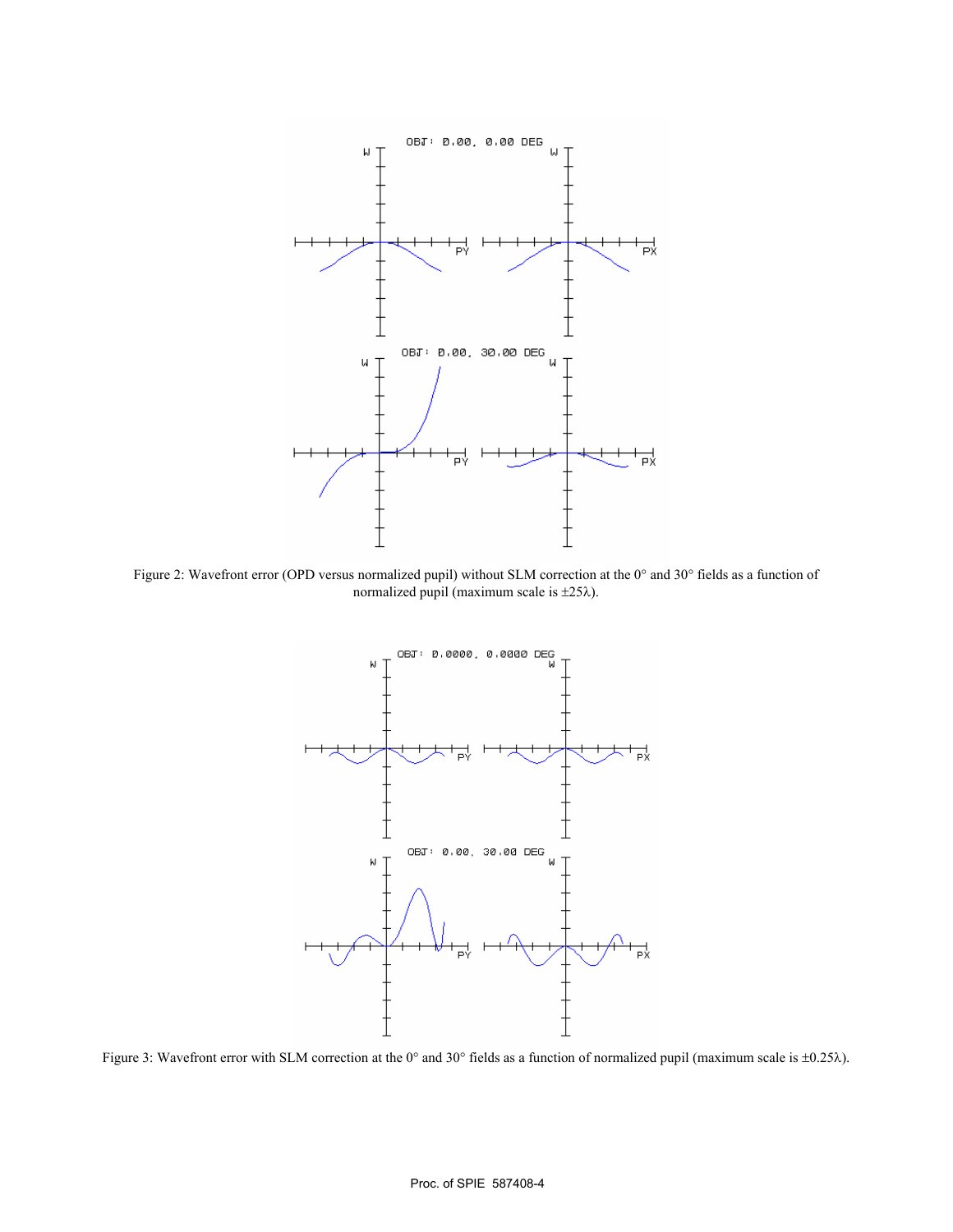Figure 2: Wavefront error (OPD versus normalized pupil) without SLM correction at the 0° and 30° fields as a function of normalized pupil (maximum scale is ±25λ).

Figure 3: Wavefront error with SLM correction at the 0° and 30° fields as a function of normalized pupil (maximum scale is ±0.25λ).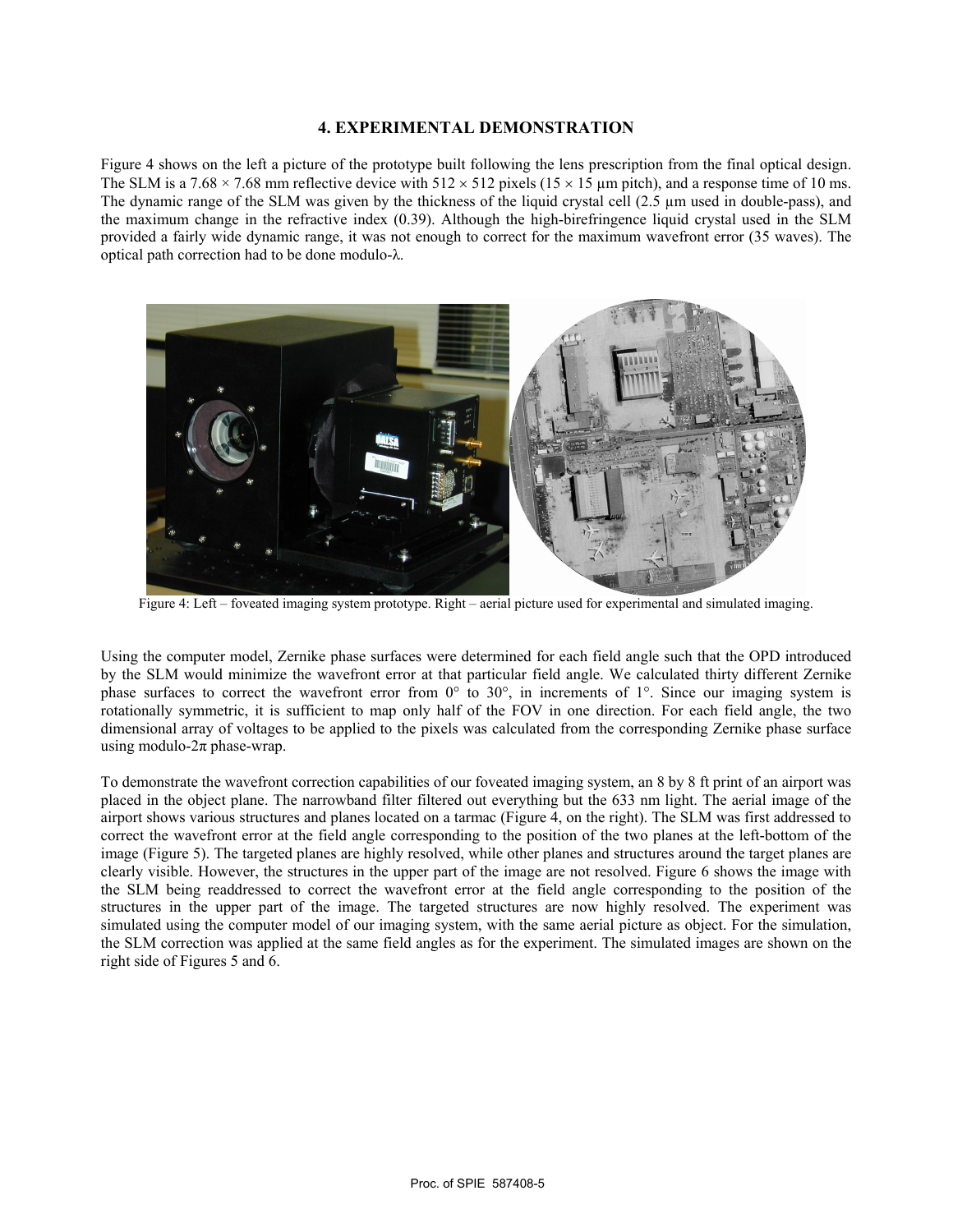## 4. EXPERIMENTAL DEMONSTRATION

Figure 4 shows on the left a picture of the prototype built following the lens prescription from the final optical design. The SLM is a 7.68 × 7.68 mm reflective device with 512 × 512 pixels (15 × 15 µm pitch), and a response time of 10 ms. The dynamic range of the SLM was given by the thickness of the liquid crystal cell (2.5 µm used in double-pass), and the maximum change in the refractive index (0.39). Although the high-birefringence liquid crystal used in the SLM provided a fairly wide dynamic range, it was not enough to correct for the maximum wavefront error (35 waves). The optical path correction had to be done modulo-λ.

Figure 4: Left – foveated imaging system prototype. Right – aerial picture used for experimental and simulated imaging.

Using the computer model, Zernike phase surfaces were determined for each field angle such that the OPD introduced by the SLM would minimize the wavefront error at that particular field angle. We calculated thirty different Zernike phase surfaces to correct the wavefront error from 0° to 30°, in increments of 1°. Since our imaging system is rotationally symmetric, it is sufficient to map only half of the FOV in one direction. For each field angle, the two dimensional array of voltages to be applied to the pixels was calculated from the corresponding Zernike phase surface using modulo-2π phase-wrap.

To demonstrate the wavefront correction capabilities of our foveated imaging system, an 8 by 8 ft print of an airport was placed in the object plane. The narrowband filter filtered out everything but the 633 nm light. The aerial image of the airport shows various structures and planes located on a tarmac (Figure 4, on the right). The SLM was first addressed to correct the wavefront error at the field angle corresponding to the position of the two planes at the left-bottom of the image (Figure 5). The targeted planes are highly resolved, while other planes and structures around the target planes are clearly visible. However, the structures in the upper part of the image are not resolved. Figure 6 shows the image with the SLM being readdressed to correct the wavefront error at the field angle corresponding to the position of the structures in the upper part of the image. The targeted structures are now highly resolved. The experiment was simulated using the computer model of our imaging system, with the same aerial picture as object. For the simulation, the SLM correction was applied at the same field angles as for the experiment. The simulated images are shown on the right side of Figures 5 and 6.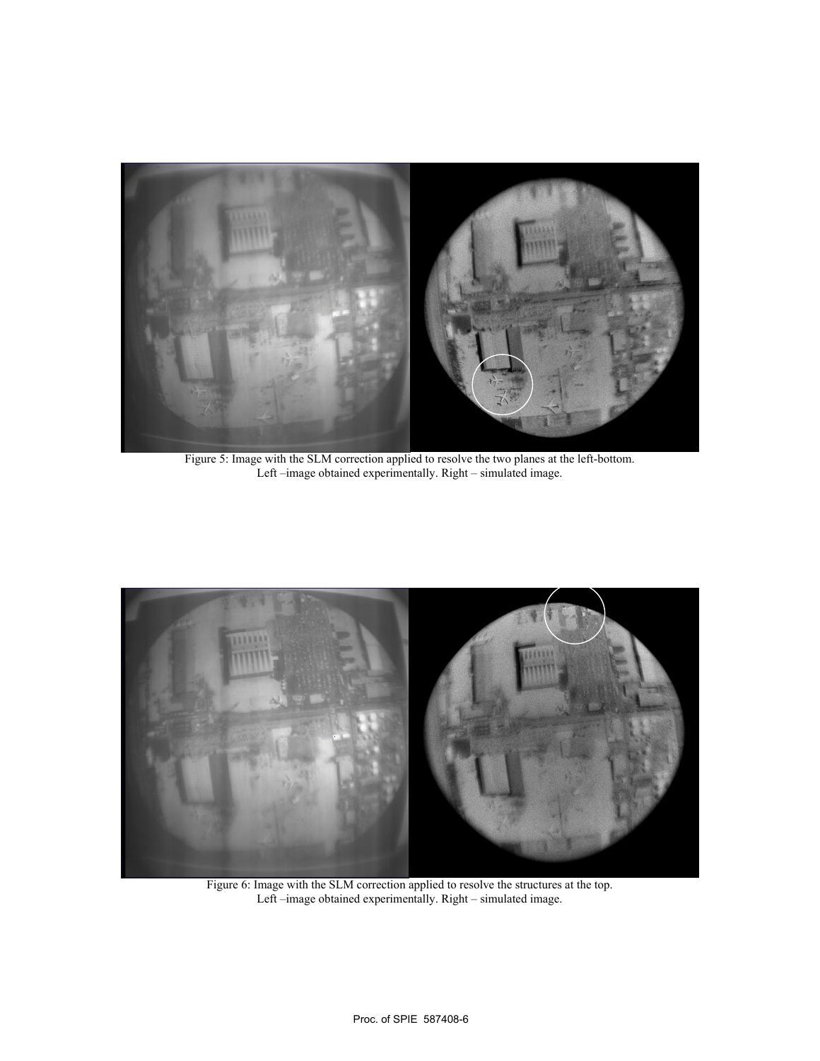Figure 5: Image with the SLM correction applied to resolve the two planes at the left-bottom.
Left –image obtained experimentally. Right – simulated image.

Figure 6: Image with the SLM correction applied to resolve the structures at the top.
Left –image obtained experimentally. Right – simulated image.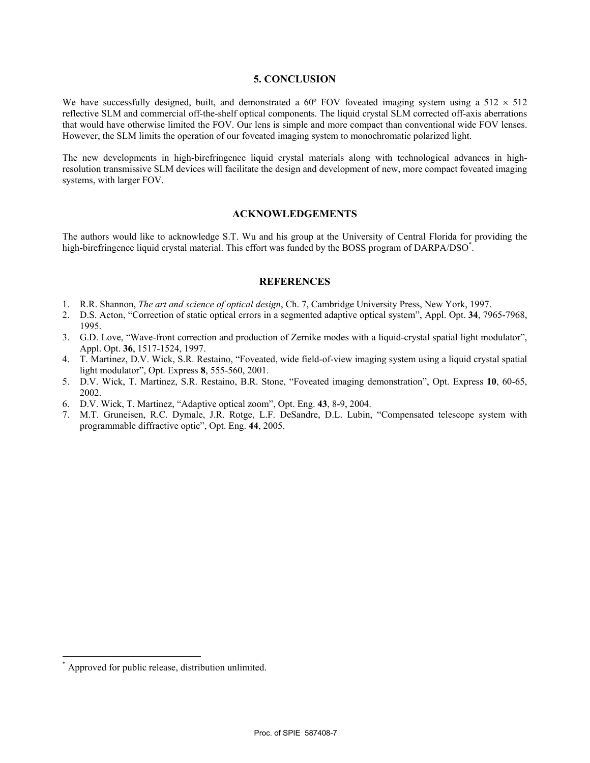## 5. CONCLUSION

We have successfully designed, built, and demonstrated a 60º FOV foveated imaging system using a 512 × 512 reflective SLM and commercial off-the-shelf optical components. The liquid crystal SLM corrected off-axis aberrations that would have otherwise limited the FOV. Our lens is simple and more compact than conventional wide FOV lenses. However, the SLM limits the operation of our foveated imaging system to monochromatic polarized light.

The new developments in high-birefringence liquid crystal materials along with technological advances in high-resolution transmissive SLM devices will facilitate the design and development of new, more compact foveated imaging systems, with larger FOV.

## ACKNOWLEDGEMENTS

The authors would like to acknowledge S.T. Wu and his group at the University of Central Florida for providing the high-birefringence liquid crystal material. This effort was funded by the BOSS program of DARPA/DSO[*].

## REFERENCES

1. R.R. Shannon, *The art and science of optical design*, Ch. 7, Cambridge University Press, New York, 1997.
2. D.S. Acton, "Correction of static optical errors in a segmented adaptive optical system", Appl. Opt. **34**, 7965-7968, 1995.
3. G.D. Love, "Wave-front correction and production of Zernike modes with a liquid-crystal spatial light modulator", Appl. Opt. **36**, 1517-1524, 1997.
4. T. Martinez, D.V. Wick, S.R. Restaino, "Foveated, wide field-of-view imaging system using a liquid crystal spatial light modulator", Opt. Express **8**, 555-560, 2001.
5. D.V. Wick, T. Martinez, S.R. Restaino, B.R. Stone, "Foveated imaging demonstration", Opt. Express **10**, 60-65, 2002.
6. D.V. Wick, T. Martinez, "Adaptive optical zoom", Opt. Eng. **43**, 8-9, 2004.
7. M.T. Gruneisen, R.C. Dymale, J.R. Rotge, L.F. DeSandre, D.L. Lubin, "Compensated telescope system with programmable diffractive optic", Opt. Eng. **44**, 2005.

[*] Approved for public release, distribution unlimited.